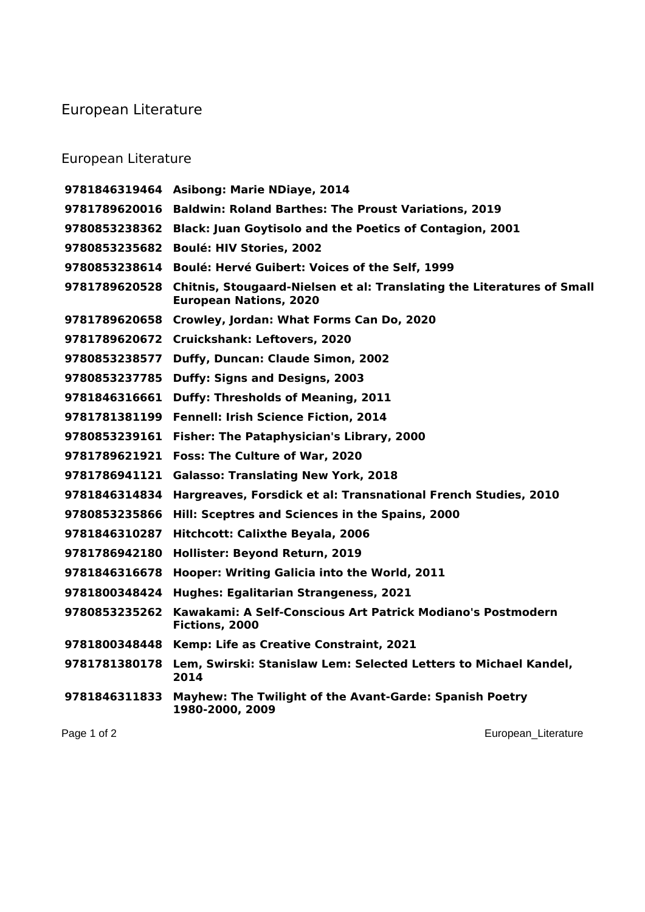# European Literature

## European Literature

| | |
|---|---|
| **9781846319464** | **Asibong: Marie NDiaye, 2014** |
| **9781789620016** | **Baldwin: Roland Barthes: The Proust Variations, 2019** |
| **9780853238362** | **Black: Juan Goytisolo and the Poetics of Contagion, 2001** |
| **9780853235682** | **Boulé: HIV Stories, 2002** |
| **9780853238614** | **Boulé: Hervé Guibert: Voices of the Self, 1999** |
| **9781789620528** | **Chitnis, Stougaard-Nielsen et al: Translating the Literatures of Small European Nations, 2020** |
| **9781789620658** | **Crowley, Jordan: What Forms Can Do, 2020** |
| **9781789620672** | **Cruickshank: Leftovers, 2020** |
| **9780853238577** | **Duffy, Duncan: Claude Simon, 2002** |
| **9780853237785** | **Duffy: Signs and Designs, 2003** |
| **9781846316661** | **Duffy: Thresholds of Meaning, 2011** |
| **9781781381199** | **Fennell: Irish Science Fiction, 2014** |
| **9780853239161** | **Fisher: The Pataphysician's Library, 2000** |
| **9781789621921** | **Foss: The Culture of War, 2020** |
| **9781786941121** | **Galasso: Translating New York, 2018** |
| **9781846314834** | **Hargreaves, Forsdick et al: Transnational French Studies, 2010** |
| **9780853235866** | **Hill: Sceptres and Sciences in the Spains, 2000** |
| **9781846310287** | **Hitchcott: Calixthe Beyala, 2006** |
| **9781786942180** | **Hollister: Beyond Return, 2019** |
| **9781846316678** | **Hooper: Writing Galicia into the World, 2011** |
| **9781800348424** | **Hughes: Egalitarian Strangeness, 2021** |
| **9780853235262** | **Kawakami: A Self-Conscious Art Patrick Modiano's Postmodern Fictions, 2000** |
| **9781800348448** | **Kemp: Life as Creative Constraint, 2021** |
| **9781781380178** | **Lem, Swirski: Stanislaw Lem: Selected Letters to Michael Kandel, 2014** |
| **9781846311833** | **Mayhew: The Twilight of the Avant-Garde: Spanish Poetry 1980-2000, 2009** |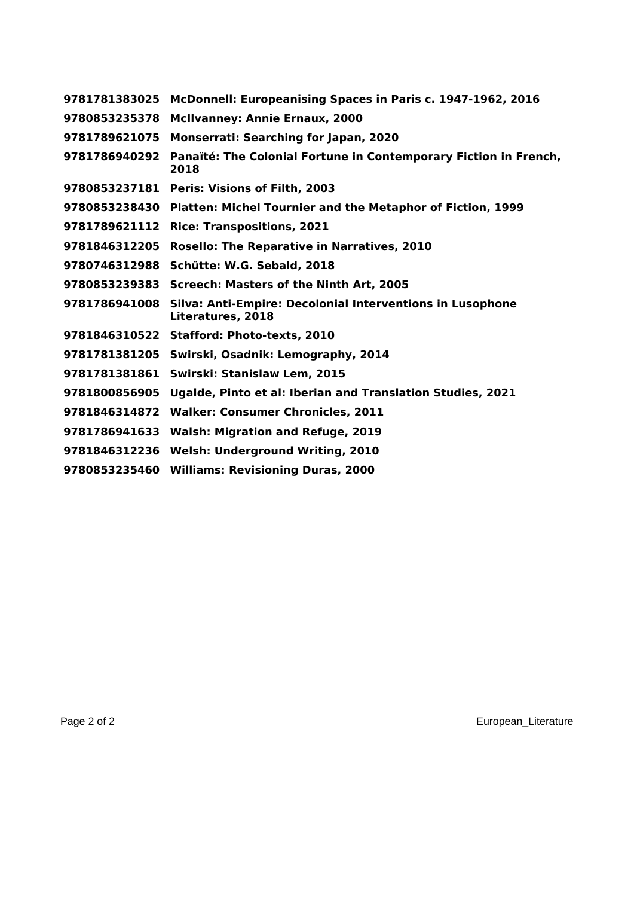| | |
|---|---|
| **9781781383025** | **McDonnell: Europeanising Spaces in Paris c. 1947-1962, 2016** |
| **9780853235378** | **McIlvanney: Annie Ernaux, 2000** |
| **9781789621075** | **Monserrati: Searching for Japan, 2020** |
| **9781786940292** | **Panaïté: The Colonial Fortune in Contemporary Fiction in French, 2018** |
| **9780853237181** | **Peris: Visions of Filth, 2003** |
| **9780853238430** | **Platten: Michel Tournier and the Metaphor of Fiction, 1999** |
| **9781789621112** | **Rice: Transpositions, 2021** |
| **9781846312205** | **Rosello: The Reparative in Narratives, 2010** |
| **9780746312988** | **Schütte: W.G. Sebald, 2018** |
| **9780853239383** | **Screech: Masters of the Ninth Art, 2005** |
| **9781786941008** | **Silva: Anti-Empire: Decolonial Interventions in Lusophone Literatures, 2018** |
| **9781846310522** | **Stafford: Photo-texts, 2010** |
| **9781781381205** | **Swirski, Osadnik: Lemography, 2014** |
| **9781781381861** | **Swirski: Stanislaw Lem, 2015** |
| **9781800856905** | **Ugalde, Pinto et al: Iberian and Translation Studies, 2021** |
| **9781846314872** | **Walker: Consumer Chronicles, 2011** |
| **9781786941633** | **Walsh: Migration and Refuge, 2019** |
| **9781846312236** | **Welsh: Underground Writing, 2010** |
| **9780853235460** | **Williams: Revisioning Duras, 2000** |